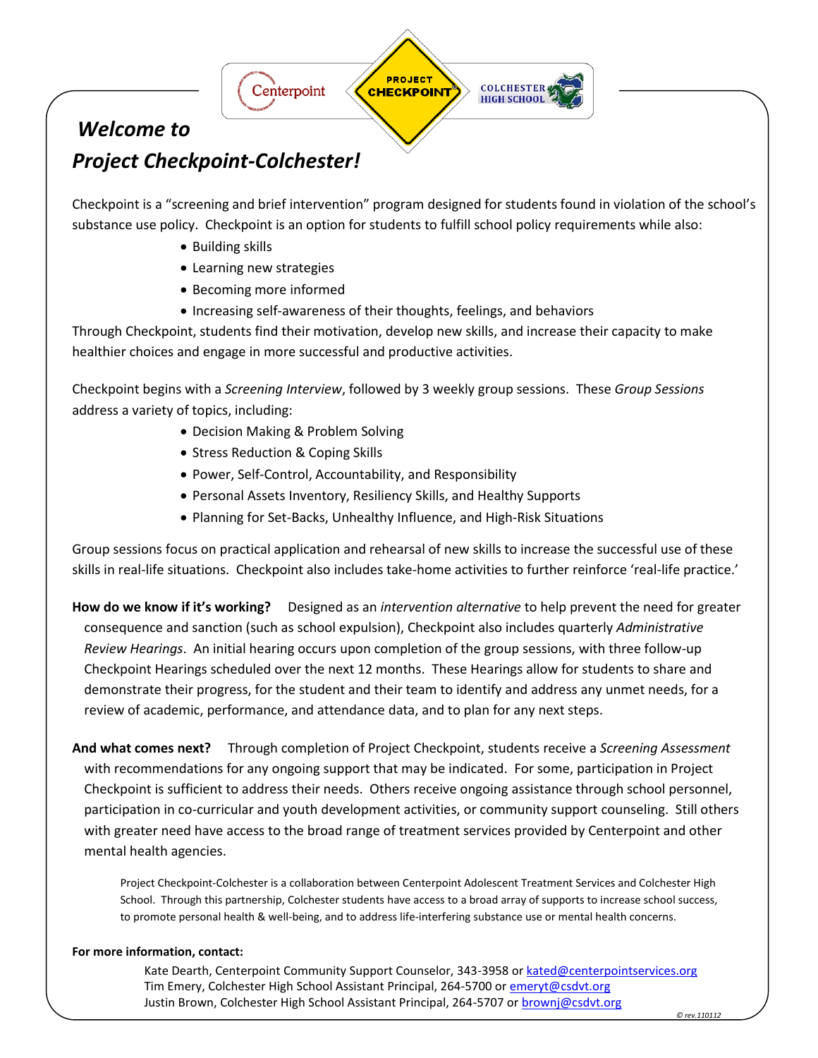# *Welcome to Project Checkpoint-Colchester!*

Checkpoint is a "screening and brief intervention" program designed for students found in violation of the school's substance use policy. Checkpoint is an option for students to fulfill school policy requirements while also:

- Building skills
- Learning new strategies
- Becoming more informed
- Increasing self-awareness of their thoughts, feelings, and behaviors

Through Checkpoint, students find their motivation, develop new skills, and increase their capacity to make healthier choices and engage in more successful and productive activities.

Checkpoint begins with a *Screening Interview*, followed by 3 weekly group sessions. These *Group Sessions* address a variety of topics, including:

- Decision Making & Problem Solving
- Stress Reduction & Coping Skills
- Power, Self-Control, Accountability, and Responsibility
- Personal Assets Inventory, Resiliency Skills, and Healthy Supports
- Planning for Set-Backs, Unhealthy Influence, and High-Risk Situations

Group sessions focus on practical application and rehearsal of new skills to increase the successful use of these skills in real-life situations. Checkpoint also includes take-home activities to further reinforce 'real-life practice.'

**How do we know if it's working?** Designed as an *intervention alternative* to help prevent the need for greater consequence and sanction (such as school expulsion), Checkpoint also includes quarterly *Administrative Review Hearings*. An initial hearing occurs upon completion of the group sessions, with three follow-up Checkpoint Hearings scheduled over the next 12 months. These Hearings allow for students to share and demonstrate their progress, for the student and their team to identify and address any unmet needs, for a review of academic, performance, and attendance data, and to plan for any next steps.

**And what comes next?** Through completion of Project Checkpoint, students receive a *Screening Assessment* with recommendations for any ongoing support that may be indicated. For some, participation in Project Checkpoint is sufficient to address their needs. Others receive ongoing assistance through school personnel, participation in co-curricular and youth development activities, or community support counseling. Still others with greater need have access to the broad range of treatment services provided by Centerpoint and other mental health agencies.

Project Checkpoint-Colchester is a collaboration between Centerpoint Adolescent Treatment Services and Colchester High School. Through this partnership, Colchester students have access to a broad array of supports to increase school success, to promote personal health & well-being, and to address life-interfering substance use or mental health concerns.

**For more information, contact:**

Kate Dearth, Centerpoint Community Support Counselor, 343-3958 or kated@centerpointservices.org
Tim Emery, Colchester High School Assistant Principal, 264-5700 or emeryt@csdvt.org
Justin Brown, Colchester High School Assistant Principal, 264-5707 or brownj@csdvt.org

*© rev.110112*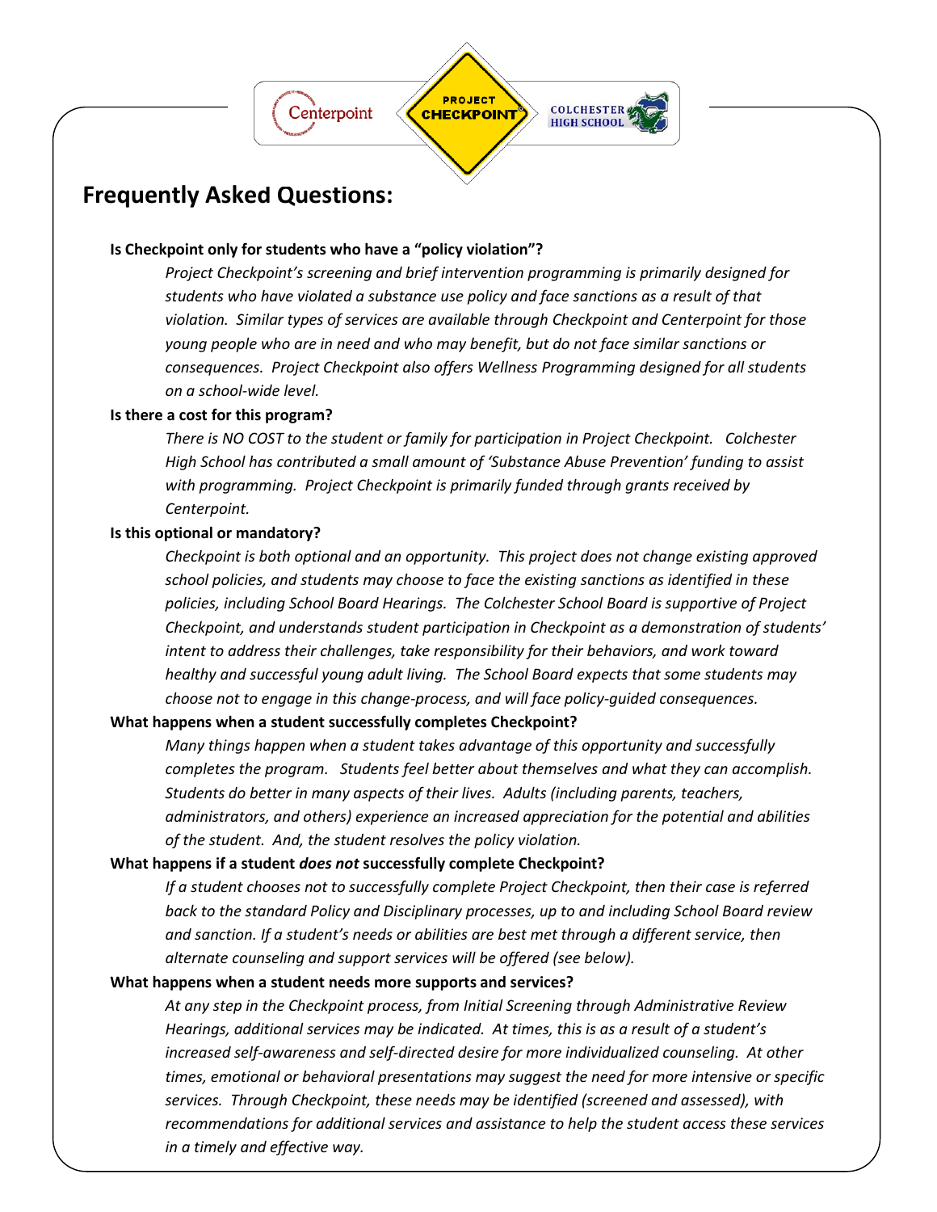# Frequently Asked Questions:

**Is Checkpoint only for students who have a "policy violation"?**

*Project Checkpoint's screening and brief intervention programming is primarily designed for students who have violated a substance use policy and face sanctions as a result of that violation. Similar types of services are available through Checkpoint and Centerpoint for those young people who are in need and who may benefit, but do not face similar sanctions or consequences. Project Checkpoint also offers Wellness Programming designed for all students on a school-wide level.*

**Is there a cost for this program?**

*There is NO COST to the student or family for participation in Project Checkpoint. Colchester High School has contributed a small amount of 'Substance Abuse Prevention' funding to assist with programming. Project Checkpoint is primarily funded through grants received by Centerpoint.*

**Is this optional or mandatory?**

*Checkpoint is both optional and an opportunity. This project does not change existing approved school policies, and students may choose to face the existing sanctions as identified in these policies, including School Board Hearings. The Colchester School Board is supportive of Project Checkpoint, and understands student participation in Checkpoint as a demonstration of students' intent to address their challenges, take responsibility for their behaviors, and work toward healthy and successful young adult living. The School Board expects that some students may choose not to engage in this change-process, and will face policy-guided consequences.*

**What happens when a student successfully completes Checkpoint?**

*Many things happen when a student takes advantage of this opportunity and successfully completes the program. Students feel better about themselves and what they can accomplish. Students do better in many aspects of their lives. Adults (including parents, teachers, administrators, and others) experience an increased appreciation for the potential and abilities of the student. And, the student resolves the policy violation.*

**What happens if a student *does not* successfully complete Checkpoint?**

*If a student chooses not to successfully complete Project Checkpoint, then their case is referred back to the standard Policy and Disciplinary processes, up to and including School Board review and sanction. If a student's needs or abilities are best met through a different service, then alternate counseling and support services will be offered (see below).*

**What happens when a student needs more supports and services?**

*At any step in the Checkpoint process, from Initial Screening through Administrative Review Hearings, additional services may be indicated. At times, this is as a result of a student's increased self-awareness and self-directed desire for more individualized counseling. At other times, emotional or behavioral presentations may suggest the need for more intensive or specific services. Through Checkpoint, these needs may be identified (screened and assessed), with recommendations for additional services and assistance to help the student access these services in a timely and effective way.*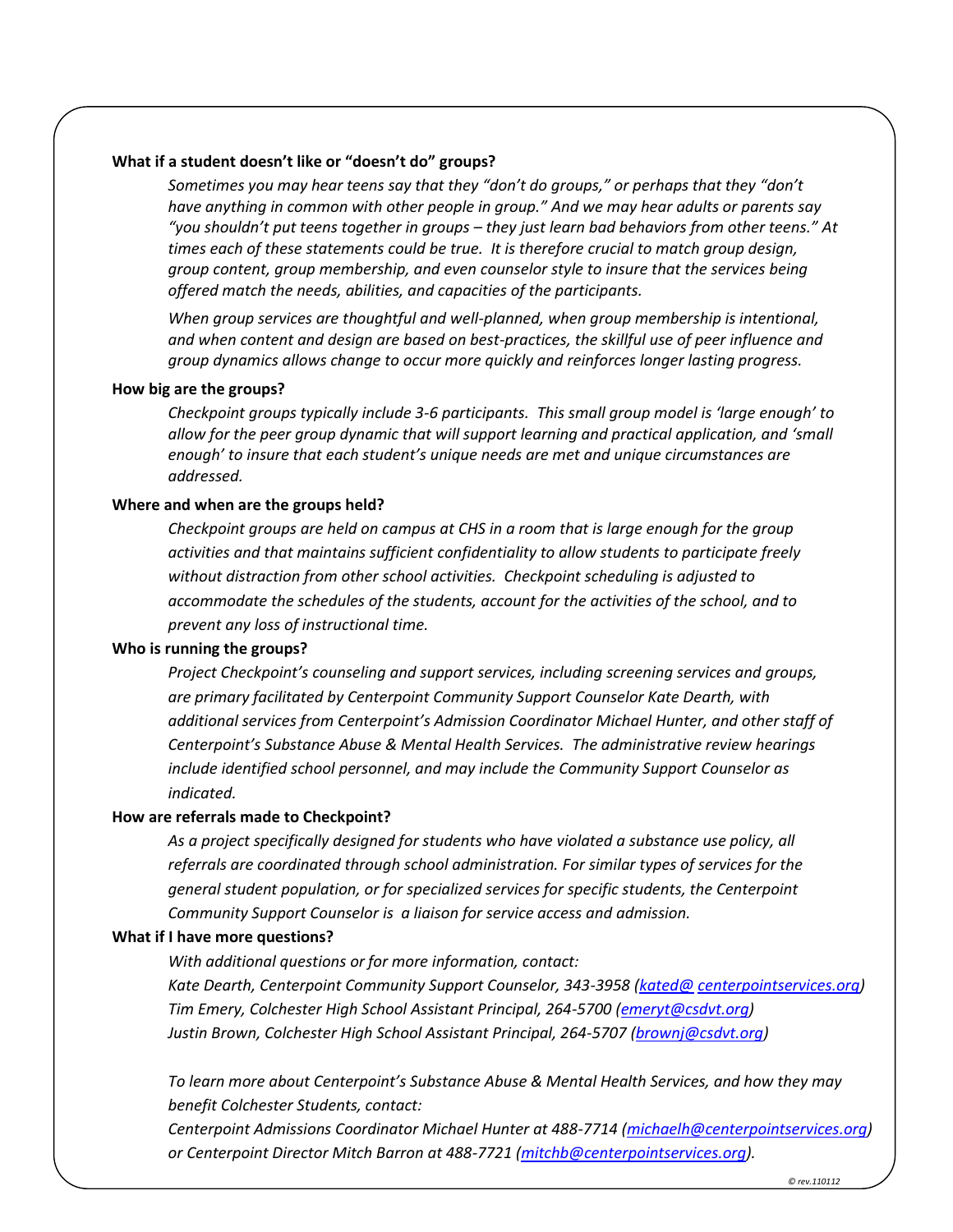**What if a student doesn't like or "doesn't do" groups?**

*Sometimes you may hear teens say that they "don't do groups," or perhaps that they "don't have anything in common with other people in group." And we may hear adults or parents say "you shouldn't put teens together in groups – they just learn bad behaviors from other teens." At times each of these statements could be true. It is therefore crucial to match group design, group content, group membership, and even counselor style to insure that the services being offered match the needs, abilities, and capacities of the participants.*

*When group services are thoughtful and well-planned, when group membership is intentional, and when content and design are based on best-practices, the skillful use of peer influence and group dynamics allows change to occur more quickly and reinforces longer lasting progress.*

**How big are the groups?**

*Checkpoint groups typically include 3-6 participants. This small group model is 'large enough' to allow for the peer group dynamic that will support learning and practical application, and 'small enough' to insure that each student's unique needs are met and unique circumstances are addressed.*

**Where and when are the groups held?**

*Checkpoint groups are held on campus at CHS in a room that is large enough for the group activities and that maintains sufficient confidentiality to allow students to participate freely without distraction from other school activities. Checkpoint scheduling is adjusted to accommodate the schedules of the students, account for the activities of the school, and to prevent any loss of instructional time.*

**Who is running the groups?**

*Project Checkpoint's counseling and support services, including screening services and groups, are primary facilitated by Centerpoint Community Support Counselor Kate Dearth, with additional services from Centerpoint's Admission Coordinator Michael Hunter, and other staff of Centerpoint's Substance Abuse & Mental Health Services. The administrative review hearings include identified school personnel, and may include the Community Support Counselor as indicated.*

**How are referrals made to Checkpoint?**

*As a project specifically designed for students who have violated a substance use policy, all referrals are coordinated through school administration. For similar types of services for the general student population, or for specialized services for specific students, the Centerpoint Community Support Counselor is a liaison for service access and admission.*

**What if I have more questions?**

*With additional questions or for more information, contact:*
*Kate Dearth, Centerpoint Community Support Counselor, 343-3958 (kated@ centerpointservices.org)*
*Tim Emery, Colchester High School Assistant Principal, 264-5700 (emeryt@csdvt.org)*
*Justin Brown, Colchester High School Assistant Principal, 264-5707 (brownj@csdvt.org)*

*To learn more about Centerpoint's Substance Abuse & Mental Health Services, and how they may benefit Colchester Students, contact:*
*Centerpoint Admissions Coordinator Michael Hunter at 488-7714 (michaelh@centerpointservices.org) or Centerpoint Director Mitch Barron at 488-7721 (mitchb@centerpointservices.org).*

*© rev.110112*